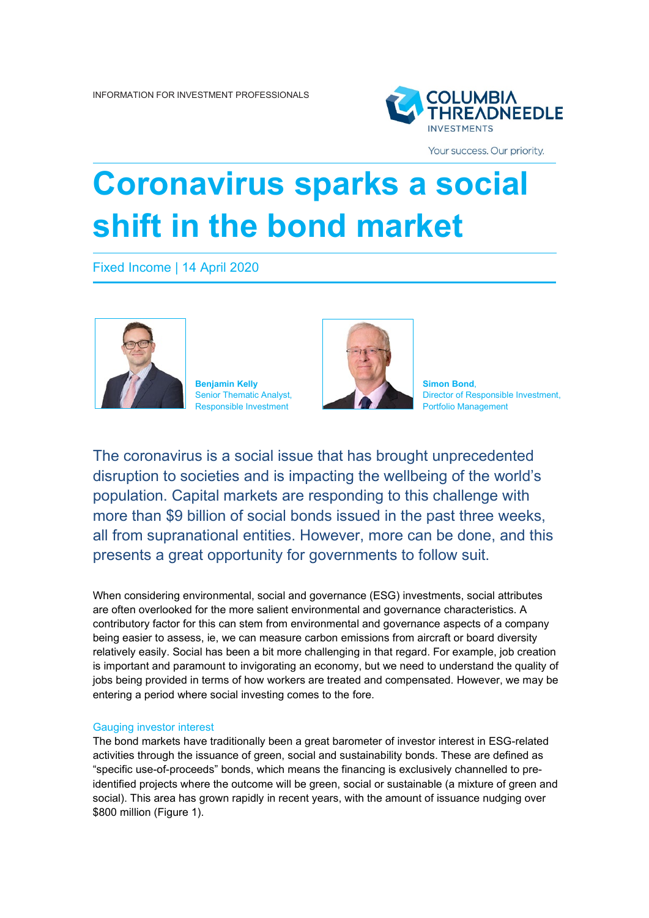INFORMATION FOR INVESTMENT PROFESSIONALS

# Coronavirus sparks a social shift in the bond market

Fixed Income | 14 April 2020

**Benjamin Kelly**
Senior Thematic Analyst, Responsible Investment

**Simon Bond**,
Director of Responsible Investment, Portfolio Management

The coronavirus is a social issue that has brought unprecedented disruption to societies and is impacting the wellbeing of the world's population. Capital markets are responding to this challenge with more than $9 billion of social bonds issued in the past three weeks, all from supranational entities. However, more can be done, and this presents a great opportunity for governments to follow suit.

When considering environmental, social and governance (ESG) investments, social attributes are often overlooked for the more salient environmental and governance characteristics. A contributory factor for this can stem from environmental and governance aspects of a company being easier to assess, ie, we can measure carbon emissions from aircraft or board diversity relatively easily. Social has been a bit more challenging in that regard. For example, job creation is important and paramount to invigorating an economy, but we need to understand the quality of jobs being provided in terms of how workers are treated and compensated. However, we may be entering a period where social investing comes to the fore.

### Gauging investor interest

The bond markets have traditionally been a great barometer of investor interest in ESG-related activities through the issuance of green, social and sustainability bonds. These are defined as "specific use-of-proceeds" bonds, which means the financing is exclusively channelled to pre-identified projects where the outcome will be green, social or sustainable (a mixture of green and social). This area has grown rapidly in recent years, with the amount of issuance nudging over $800 million (Figure 1).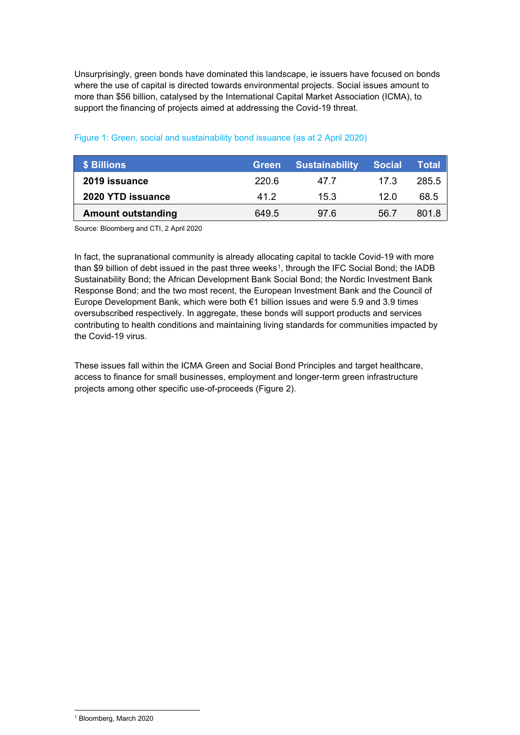Unsurprisingly, green bonds have dominated this landscape, ie issuers have focused on bonds where the use of capital is directed towards environmental projects. Social issues amount to more than $56 billion, catalysed by the International Capital Market Association (ICMA), to support the financing of projects aimed at addressing the Covid-19 threat.

Figure 1: Green, social and sustainability bond issuance (as at 2 April 2020)

| $ Billions | Green | Sustainability | Social | Total |
|---|---|---|---|---|
| **2019 issuance** | 220.6 | 47.7 | 17.3 | 285.5 |
| **2020 YTD issuance** | 41.2 | 15.3 | 12.0 | 68.5 |
| **Amount outstanding** | 649.5 | 97.6 | 56.7 | 801.8 |

Source: Bloomberg and CTI, 2 April 2020

In fact, the supranational community is already allocating capital to tackle Covid-19 with more than $9 billion of debt issued in the past three weeks[1], through the IFC Social Bond; the IADB Sustainability Bond; the African Development Bank Social Bond; the Nordic Investment Bank Response Bond; and the two most recent, the European Investment Bank and the Council of Europe Development Bank, which were both €1 billion issues and were 5.9 and 3.9 times oversubscribed respectively. In aggregate, these bonds will support products and services contributing to health conditions and maintaining living standards for communities impacted by the Covid-19 virus.

These issues fall within the ICMA Green and Social Bond Principles and target healthcare, access to finance for small businesses, employment and longer-term green infrastructure projects among other specific use-of-proceeds (Figure 2).

[1] Bloomberg, March 2020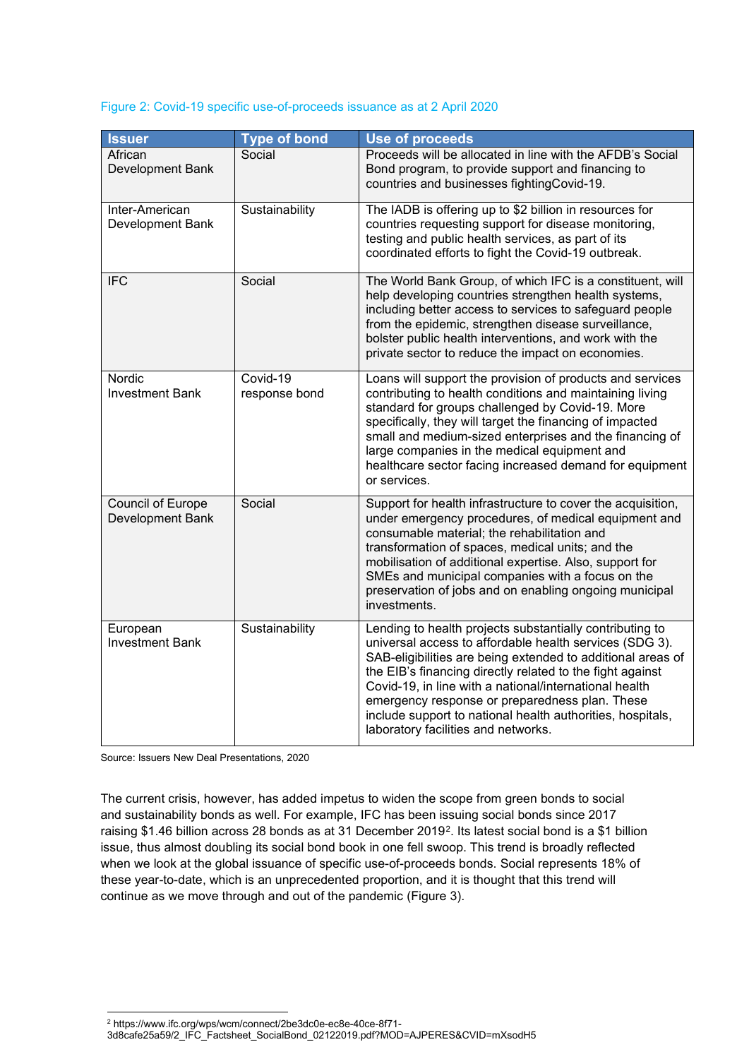Figure 2: Covid-19 specific use-of-proceeds issuance as at 2 April 2020

| Issuer | Type of bond | Use of proceeds |
|---|---|---|
| African Development Bank | Social | Proceeds will be allocated in line with the AFDB's Social Bond program, to provide support and financing to countries and businesses fightingCovid-19. |
| Inter-American Development Bank | Sustainability | The IADB is offering up to $2 billion in resources for countries requesting support for disease monitoring, testing and public health services, as part of its coordinated efforts to fight the Covid-19 outbreak. |
| IFC | Social | The World Bank Group, of which IFC is a constituent, will help developing countries strengthen health systems, including better access to services to safeguard people from the epidemic, strengthen disease surveillance, bolster public health interventions, and work with the private sector to reduce the impact on economies. |
| Nordic Investment Bank | Covid-19 response bond | Loans will support the provision of products and services contributing to health conditions and maintaining living standard for groups challenged by Covid-19. More specifically, they will target the financing of impacted small and medium-sized enterprises and the financing of large companies in the medical equipment and healthcare sector facing increased demand for equipment or services. |
| Council of Europe Development Bank | Social | Support for health infrastructure to cover the acquisition, under emergency procedures, of medical equipment and consumable material; the rehabilitation and transformation of spaces, medical units; and the mobilisation of additional expertise. Also, support for SMEs and municipal companies with a focus on the preservation of jobs and on enabling ongoing municipal investments. |
| European Investment Bank | Sustainability | Lending to health projects substantially contributing to universal access to affordable health services (SDG 3). SAB-eligibilities are being extended to additional areas of the EIB's financing directly related to the fight against Covid-19, in line with a national/international health emergency response or preparedness plan. These include support to national health authorities, hospitals, laboratory facilities and networks. |

Source: Issuers New Deal Presentations, 2020

The current crisis, however, has added impetus to widen the scope from green bonds to social and sustainability bonds as well. For example, IFC has been issuing social bonds since 2017 raising $1.46 billion across 28 bonds as at 31 December 2019[2]. Its latest social bond is a $1 billion issue, thus almost doubling its social bond book in one fell swoop. This trend is broadly reflected when we look at the global issuance of specific use-of-proceeds bonds. Social represents 18% of these year-to-date, which is an unprecedented proportion, and it is thought that this trend will continue as we move through and out of the pandemic (Figure 3).

[2] https://www.ifc.org/wps/wcm/connect/2be3dc0e-ec8e-40ce-8f71-3d8cafe25a59/2_IFC_Factsheet_SocialBond_02122019.pdf?MOD=AJPERES&CVID=mXsodH5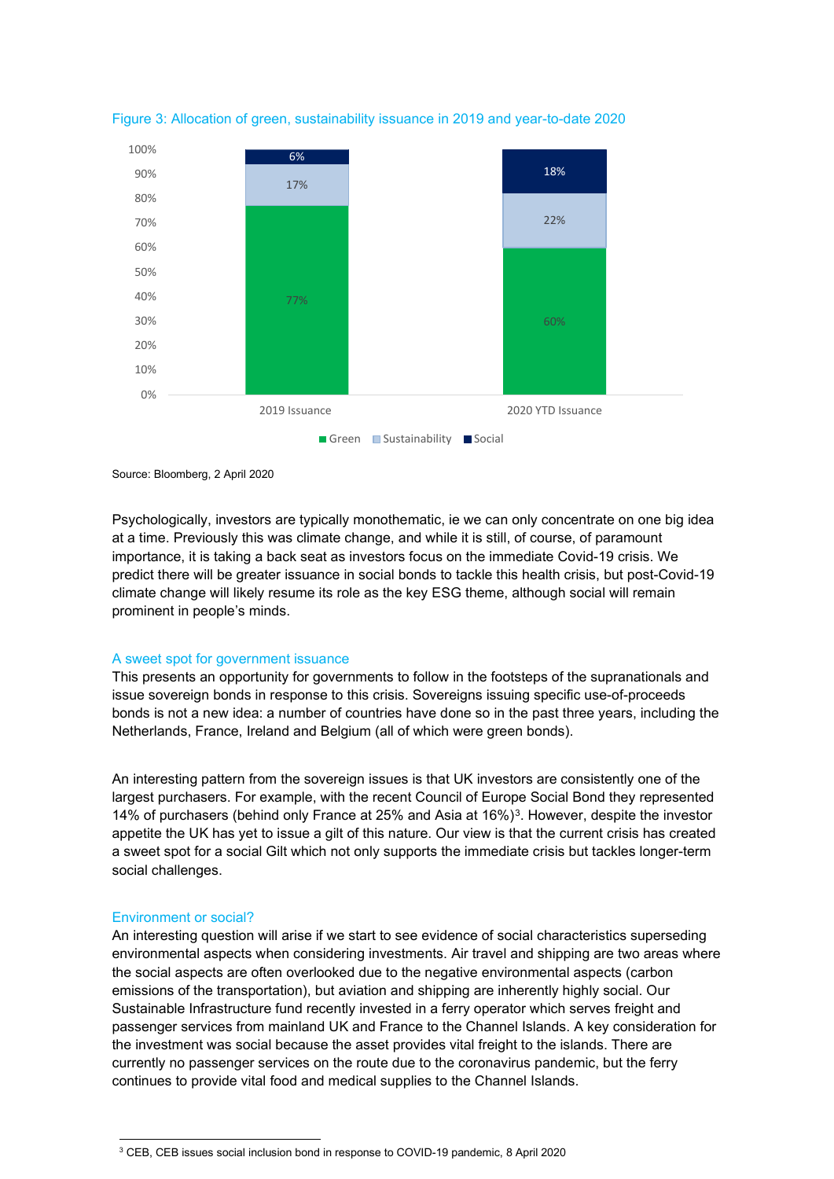Figure 3: Allocation of green, sustainability issuance in 2019 and year-to-date 2020

| | 2019 Issuance | 2020 YTD Issuance |
|---|---|---|
| Green | 77% | 60% |
| Sustainability | 17% | 22% |
| Social | 6% | 18% |

Source: Bloomberg, 2 April 2020

Psychologically, investors are typically monothematic, ie we can only concentrate on one big idea at a time. Previously this was climate change, and while it is still, of course, of paramount importance, it is taking a back seat as investors focus on the immediate Covid-19 crisis. We predict there will be greater issuance in social bonds to tackle this health crisis, but post-Covid-19 climate change will likely resume its role as the key ESG theme, although social will remain prominent in people's minds.

## A sweet spot for government issuance

This presents an opportunity for governments to follow in the footsteps of the supranationals and issue sovereign bonds in response to this crisis. Sovereigns issuing specific use-of-proceeds bonds is not a new idea: a number of countries have done so in the past three years, including the Netherlands, France, Ireland and Belgium (all of which were green bonds).

An interesting pattern from the sovereign issues is that UK investors are consistently one of the largest purchasers. For example, with the recent Council of Europe Social Bond they represented 14% of purchasers (behind only France at 25% and Asia at 16%)[3]. However, despite the investor appetite the UK has yet to issue a gilt of this nature. Our view is that the current crisis has created a sweet spot for a social Gilt which not only supports the immediate crisis but tackles longer-term social challenges.

## Environment or social?

An interesting question will arise if we start to see evidence of social characteristics superseding environmental aspects when considering investments. Air travel and shipping are two areas where the social aspects are often overlooked due to the negative environmental aspects (carbon emissions of the transportation), but aviation and shipping are inherently highly social. Our Sustainable Infrastructure fund recently invested in a ferry operator which serves freight and passenger services from mainland UK and France to the Channel Islands. A key consideration for the investment was social because the asset provides vital freight to the islands. There are currently no passenger services on the route due to the coronavirus pandemic, but the ferry continues to provide vital food and medical supplies to the Channel Islands.

[3] CEB, CEB issues social inclusion bond in response to COVID-19 pandemic, 8 April 2020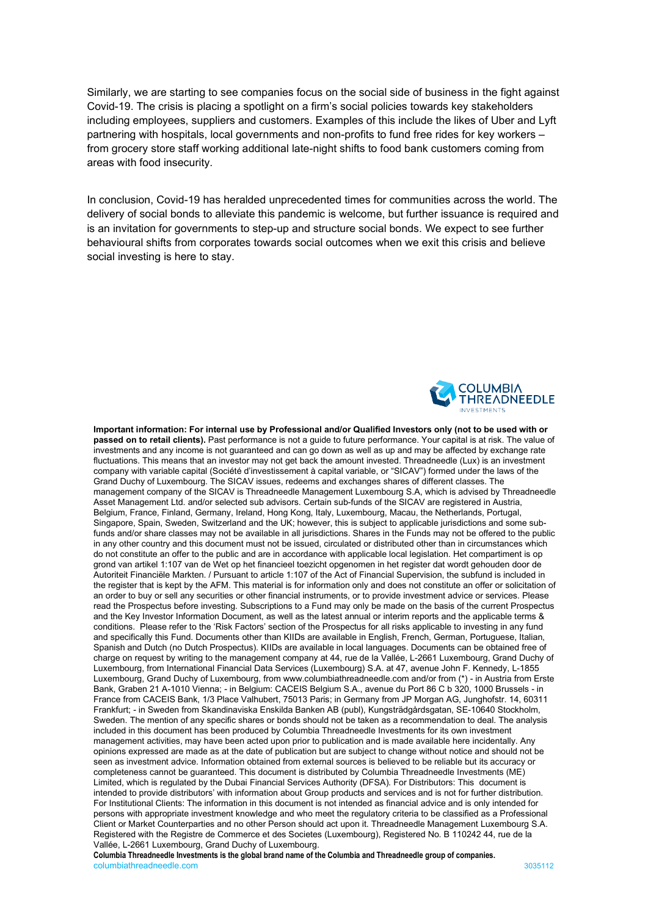Similarly, we are starting to see companies focus on the social side of business in the fight against Covid-19. The crisis is placing a spotlight on a firm's social policies towards key stakeholders including employees, suppliers and customers. Examples of this include the likes of Uber and Lyft partnering with hospitals, local governments and non-profits to fund free rides for key workers – from grocery store staff working additional late-night shifts to food bank customers coming from areas with food insecurity.

In conclusion, Covid-19 has heralded unprecedented times for communities across the world. The delivery of social bonds to alleviate this pandemic is welcome, but further issuance is required and is an invitation for governments to step-up and structure social bonds. We expect to see further behavioural shifts from corporates towards social outcomes when we exit this crisis and believe social investing is here to stay.

**Important information: For internal use by Professional and/or Qualified Investors only (not to be used with or passed on to retail clients).** Past performance is not a guide to future performance. Your capital is at risk. The value of investments and any income is not guaranteed and can go down as well as up and may be affected by exchange rate fluctuations. This means that an investor may not get back the amount invested. Threadneedle (Lux) is an investment company with variable capital (Société d'investissement à capital variable, or "SICAV") formed under the laws of the Grand Duchy of Luxembourg. The SICAV issues, redeems and exchanges shares of different classes. The management company of the SICAV is Threadneedle Management Luxembourg S.A, which is advised by Threadneedle Asset Management Ltd. and/or selected sub advisors. Certain sub-funds of the SICAV are registered in Austria, Belgium, France, Finland, Germany, Ireland, Hong Kong, Italy, Luxembourg, Macau, the Netherlands, Portugal, Singapore, Spain, Sweden, Switzerland and the UK; however, this is subject to applicable jurisdictions and some sub-funds and/or share classes may not be available in all jurisdictions. Shares in the Funds may not be offered to the public in any other country and this document must not be issued, circulated or distributed other than in circumstances which do not constitute an offer to the public and are in accordance with applicable local legislation. Het compartiment is op grond van artikel 1:107 van de Wet op het financieel toezicht opgenomen in het register dat wordt gehouden door de Autoriteit Financiële Markten. / Pursuant to article 1:107 of the Act of Financial Supervision, the subfund is included in the register that is kept by the AFM. This material is for information only and does not constitute an offer or solicitation of an order to buy or sell any securities or other financial instruments, or to provide investment advice or services. Please read the Prospectus before investing. Subscriptions to a Fund may only be made on the basis of the current Prospectus and the Key Investor Information Document, as well as the latest annual or interim reports and the applicable terms & conditions. Please refer to the 'Risk Factors' section of the Prospectus for all risks applicable to investing in any fund and specifically this Fund. Documents other than KIIDs are available in English, French, German, Portuguese, Italian, Spanish and Dutch (no Dutch Prospectus). KIIDs are available in local languages. Documents can be obtained free of charge on request by writing to the management company at 44, rue de la Vallée, L-2661 Luxembourg, Grand Duchy of Luxembourg, from International Financial Data Services (Luxembourg) S.A. at 47, avenue John F. Kennedy, L-1855 Luxembourg, Grand Duchy of Luxembourg, from www.columbiathreadneedle.com and/or from (*) - in Austria from Erste Bank, Graben 21 A-1010 Vienna; - in Belgium: CACEIS Belgium S.A., avenue du Port 86 C b 320, 1000 Brussels - in France from CACEIS Bank, 1/3 Place Valhubert, 75013 Paris; in Germany from JP Morgan AG, Junghofstr. 14, 60311 Frankfurt; - in Sweden from Skandinaviska Enskilda Banken AB (publ), Kungsträdgårdsgatan, SE-10640 Stockholm, Sweden. The mention of any specific shares or bonds should not be taken as a recommendation to deal. The analysis included in this document has been produced by Columbia Threadneedle Investments for its own investment management activities, may have been acted upon prior to publication and is made available here incidentally. Any opinions expressed are made as at the date of publication but are subject to change without notice and should not be seen as investment advice. Information obtained from external sources is believed to be reliable but its accuracy or completeness cannot be guaranteed. This document is distributed by Columbia Threadneedle Investments (ME) Limited, which is regulated by the Dubai Financial Services Authority (DFSA). For Distributors: This document is intended to provide distributors' with information about Group products and services and is not for further distribution. For Institutional Clients: The information in this document is not intended as financial advice and is only intended for persons with appropriate investment knowledge and who meet the regulatory criteria to be classified as a Professional Client or Market Counterparties and no other Person should act upon it. Threadneedle Management Luxembourg S.A. Registered with the Registre de Commerce et des Societes (Luxembourg), Registered No. B 110242 44, rue de la Vallée, L-2661 Luxembourg, Grand Duchy of Luxembourg.

**Columbia Threadneedle Investments is the global brand name of the Columbia and Threadneedle group of companies.**

columbiathreadneedle.com

3035112